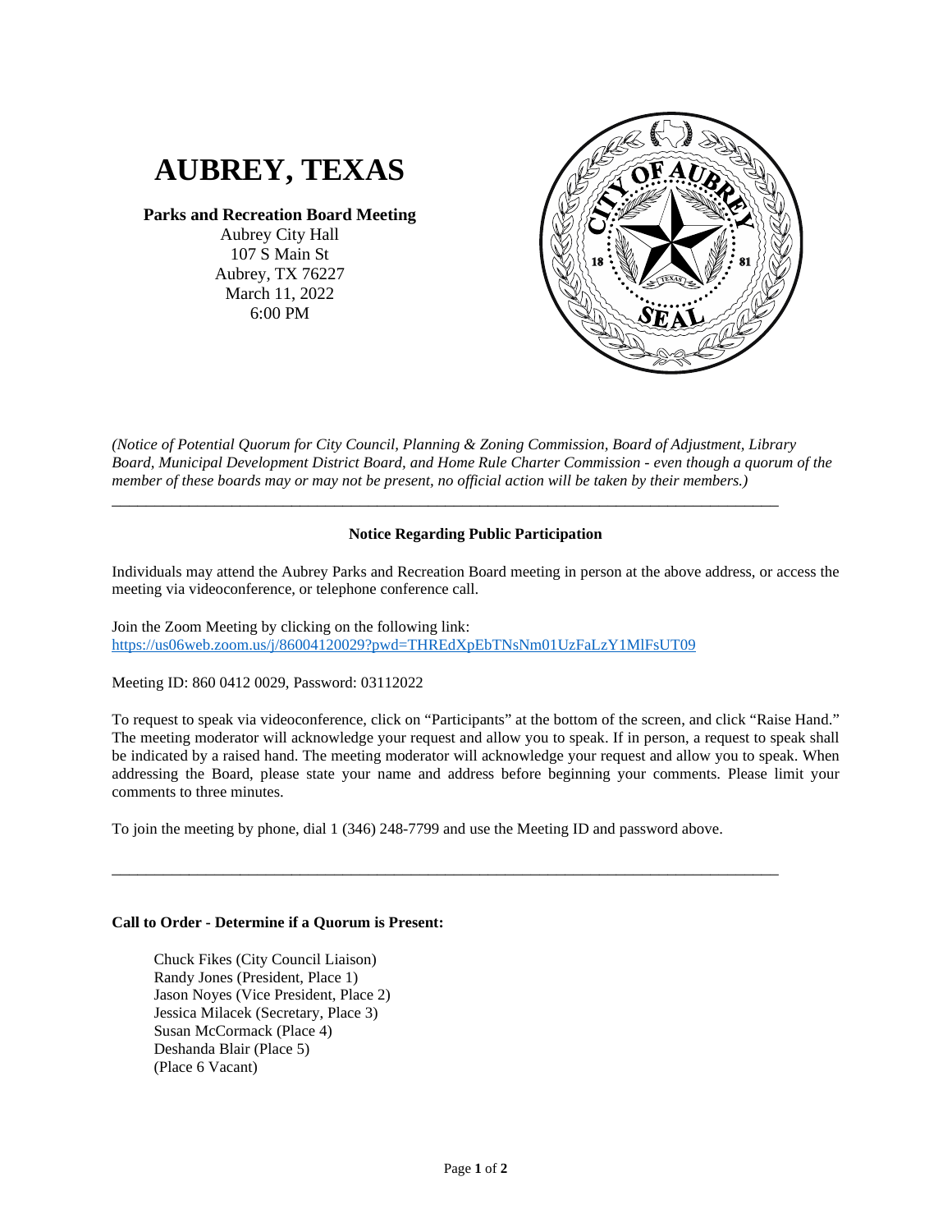# AUBREY, TEXAS

**Parks and Recreation Board Meeting**
Aubrey City Hall
107 S Main St
Aubrey, TX 76227
March 11, 2022
6:00 PM

*(Notice of Potential Quorum for City Council, Planning & Zoning Commission, Board of Adjustment, Library Board, Municipal Development District Board, and Home Rule Charter Commission - even though a quorum of the member of these boards may or may not be present, no official action will be taken by their members.)*

---

**Notice Regarding Public Participation**

Individuals may attend the Aubrey Parks and Recreation Board meeting in person at the above address, or access the meeting via videoconference, or telephone conference call.

Join the Zoom Meeting by clicking on the following link:
https://us06web.zoom.us/j/86004120029?pwd=THREdXpEbTNsNm01UzFaLzY1MlFsUT09

Meeting ID: 860 0412 0029, Password: 03112022

To request to speak via videoconference, click on "Participants" at the bottom of the screen, and click "Raise Hand." The meeting moderator will acknowledge your request and allow you to speak. If in person, a request to speak shall be indicated by a raised hand. The meeting moderator will acknowledge your request and allow you to speak. When addressing the Board, please state your name and address before beginning your comments. Please limit your comments to three minutes.

To join the meeting by phone, dial 1 (346) 248-7799 and use the Meeting ID and password above.

---

**Call to Order - Determine if a Quorum is Present:**

Chuck Fikes (City Council Liaison)
Randy Jones (President, Place 1)
Jason Noyes (Vice President, Place 2)
Jessica Milacek (Secretary, Place 3)
Susan McCormack (Place 4)
Deshanda Blair (Place 5)
(Place 6 Vacant)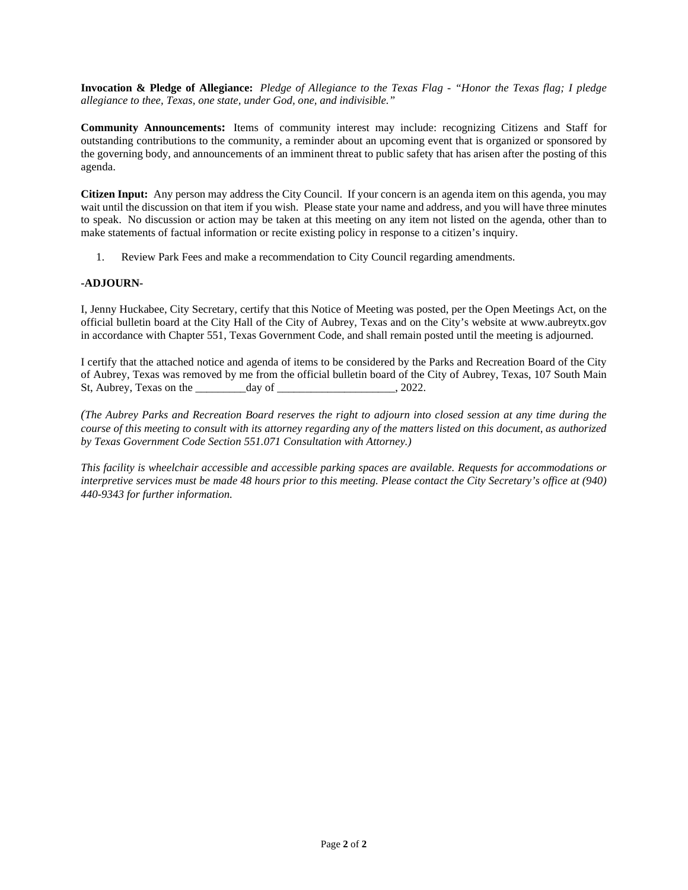**Invocation & Pledge of Allegiance:** *Pledge of Allegiance to the Texas Flag - "Honor the Texas flag; I pledge allegiance to thee, Texas, one state, under God, one, and indivisible."*

**Community Announcements:** Items of community interest may include: recognizing Citizens and Staff for outstanding contributions to the community, a reminder about an upcoming event that is organized or sponsored by the governing body, and announcements of an imminent threat to public safety that has arisen after the posting of this agenda.

**Citizen Input:** Any person may address the City Council. If your concern is an agenda item on this agenda, you may wait until the discussion on that item if you wish. Please state your name and address, and you will have three minutes to speak. No discussion or action may be taken at this meeting on any item not listed on the agenda, other than to make statements of factual information or recite existing policy in response to a citizen's inquiry.

1. Review Park Fees and make a recommendation to City Council regarding amendments.

**-ADJOURN-**

I, Jenny Huckabee, City Secretary, certify that this Notice of Meeting was posted, per the Open Meetings Act, on the official bulletin board at the City Hall of the City of Aubrey, Texas and on the City's website at www.aubreytx.gov in accordance with Chapter 551, Texas Government Code, and shall remain posted until the meeting is adjourned.

I certify that the attached notice and agenda of items to be considered by the Parks and Recreation Board of the City of Aubrey, Texas was removed by me from the official bulletin board of the City of Aubrey, Texas, 107 South Main St, Aubrey, Texas on the _________day of _____________________, 2022.

*(The Aubrey Parks and Recreation Board reserves the right to adjourn into closed session at any time during the course of this meeting to consult with its attorney regarding any of the matters listed on this document, as authorized by Texas Government Code Section 551.071 Consultation with Attorney.)*

*This facility is wheelchair accessible and accessible parking spaces are available. Requests for accommodations or interpretive services must be made 48 hours prior to this meeting. Please contact the City Secretary's office at (940) 440-9343 for further information.*